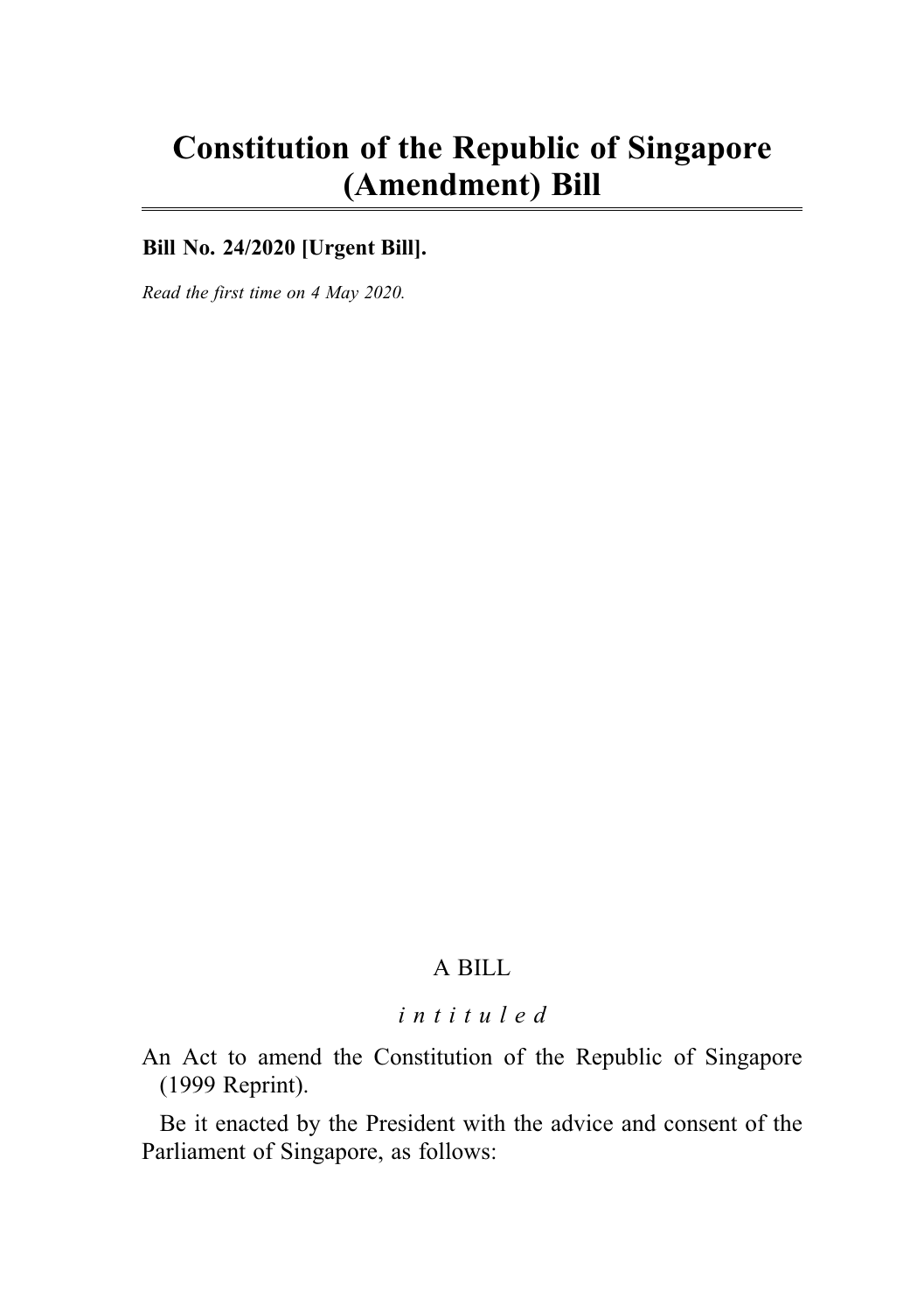# Constitution of the Republic of Singapore (Amendment) Bill

**Bill No. 24/2020 [Urgent Bill].**

*Read the first time on 4 May 2020.*

A BILL

*intituled*

An Act to amend the Constitution of the Republic of Singapore (1999 Reprint).

Be it enacted by the President with the advice and consent of the Parliament of Singapore, as follows: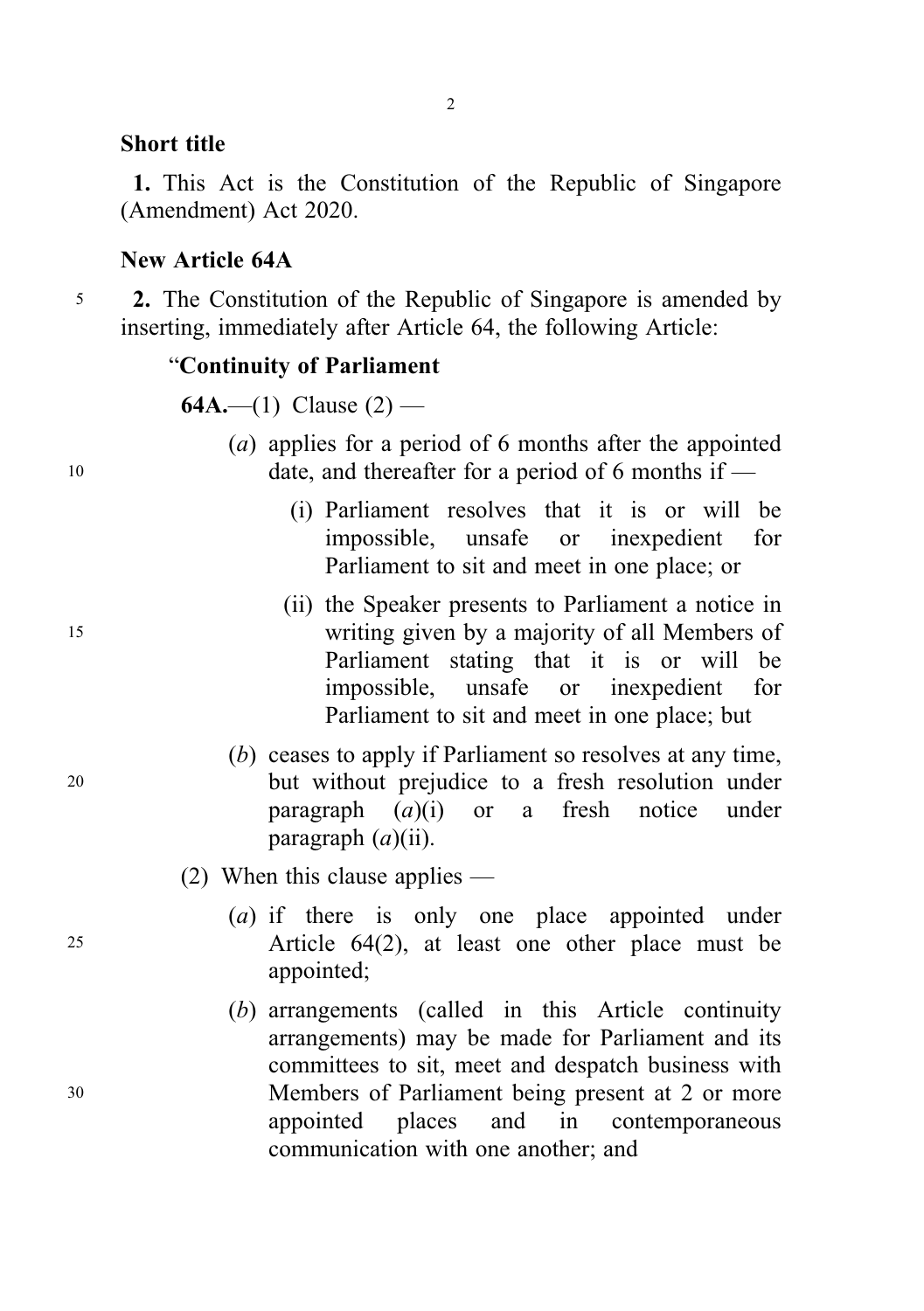### Short title

**1.** This Act is the Constitution of the Republic of Singapore (Amendment) Act 2020.

### New Article 64A

**2.** The Constitution of the Republic of Singapore is amended by inserting, immediately after Article 64, the following Article:

"**Continuity of Parliament**

**64A.**—(1) Clause (2) —

(*a*) applies for a period of 6 months after the appointed date, and thereafter for a period of 6 months if —

(i) Parliament resolves that it is or will be impossible, unsafe or inexpedient for Parliament to sit and meet in one place; or

(ii) the Speaker presents to Parliament a notice in writing given by a majority of all Members of Parliament stating that it is or will be impossible, unsafe or inexpedient for Parliament to sit and meet in one place; but

(*b*) ceases to apply if Parliament so resolves at any time, but without prejudice to a fresh resolution under paragraph (*a*)(i) or a fresh notice under paragraph (*a*)(ii).

(2) When this clause applies —

(*a*) if there is only one place appointed under Article 64(2), at least one other place must be appointed;

(*b*) arrangements (called in this Article continuity arrangements) may be made for Parliament and its committees to sit, meet and despatch business with Members of Parliament being present at 2 or more appointed places and in contemporaneous communication with one another; and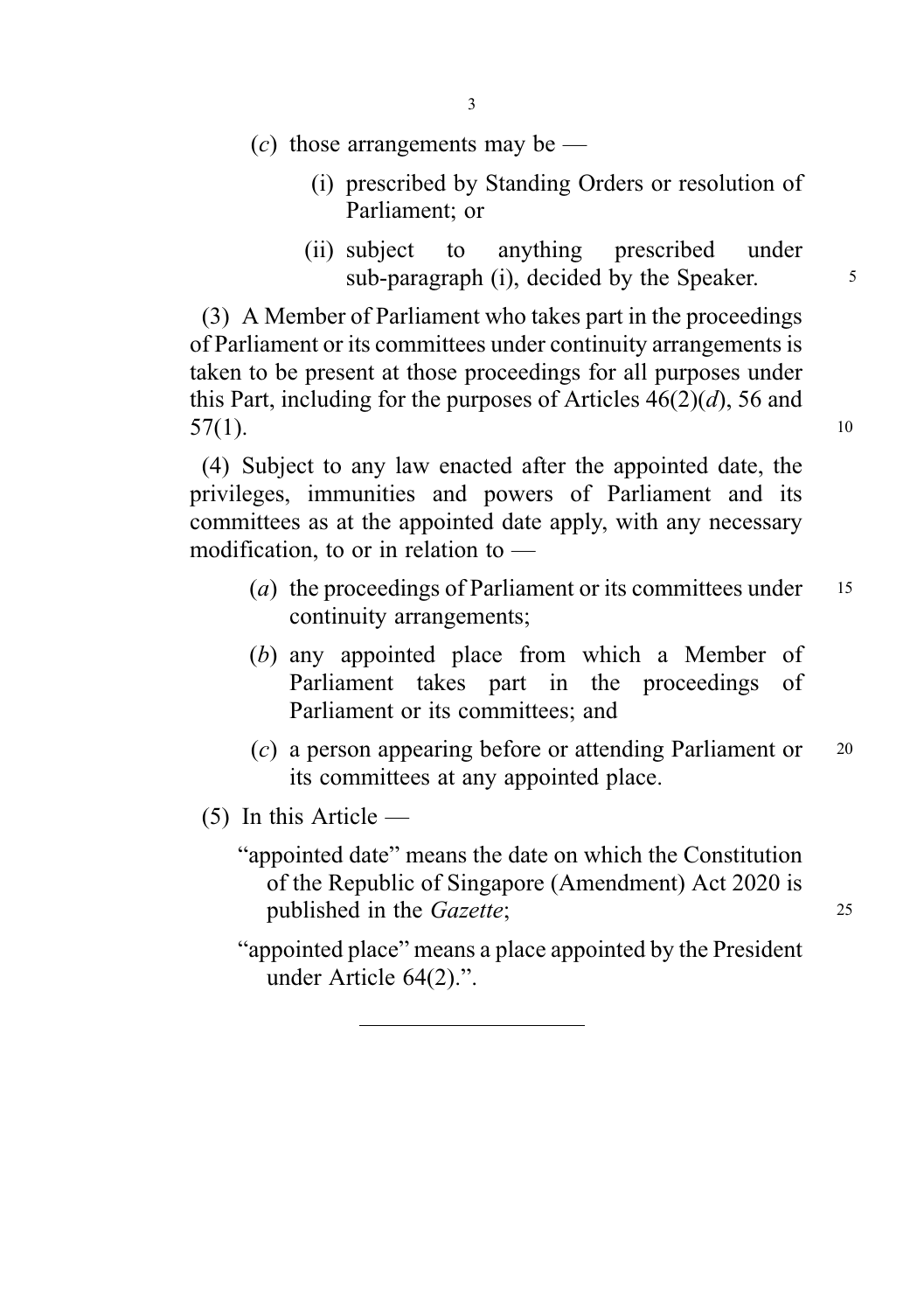(*c*) those arrangements may be —

(i) prescribed by Standing Orders or resolution of Parliament; or

(ii) subject to anything prescribed under sub-paragraph (i), decided by the Speaker.

(3) A Member of Parliament who takes part in the proceedings of Parliament or its committees under continuity arrangements is taken to be present at those proceedings for all purposes under this Part, including for the purposes of Articles 46(2)(*d*), 56 and 57(1).

(4) Subject to any law enacted after the appointed date, the privileges, immunities and powers of Parliament and its committees as at the appointed date apply, with any necessary modification, to or in relation to —

(*a*) the proceedings of Parliament or its committees under continuity arrangements;

(*b*) any appointed place from which a Member of Parliament takes part in the proceedings of Parliament or its committees; and

(*c*) a person appearing before or attending Parliament or its committees at any appointed place.

(5) In this Article —

"appointed date" means the date on which the Constitution of the Republic of Singapore (Amendment) Act 2020 is published in the *Gazette*;

"appointed place" means a place appointed by the President under Article 64(2).".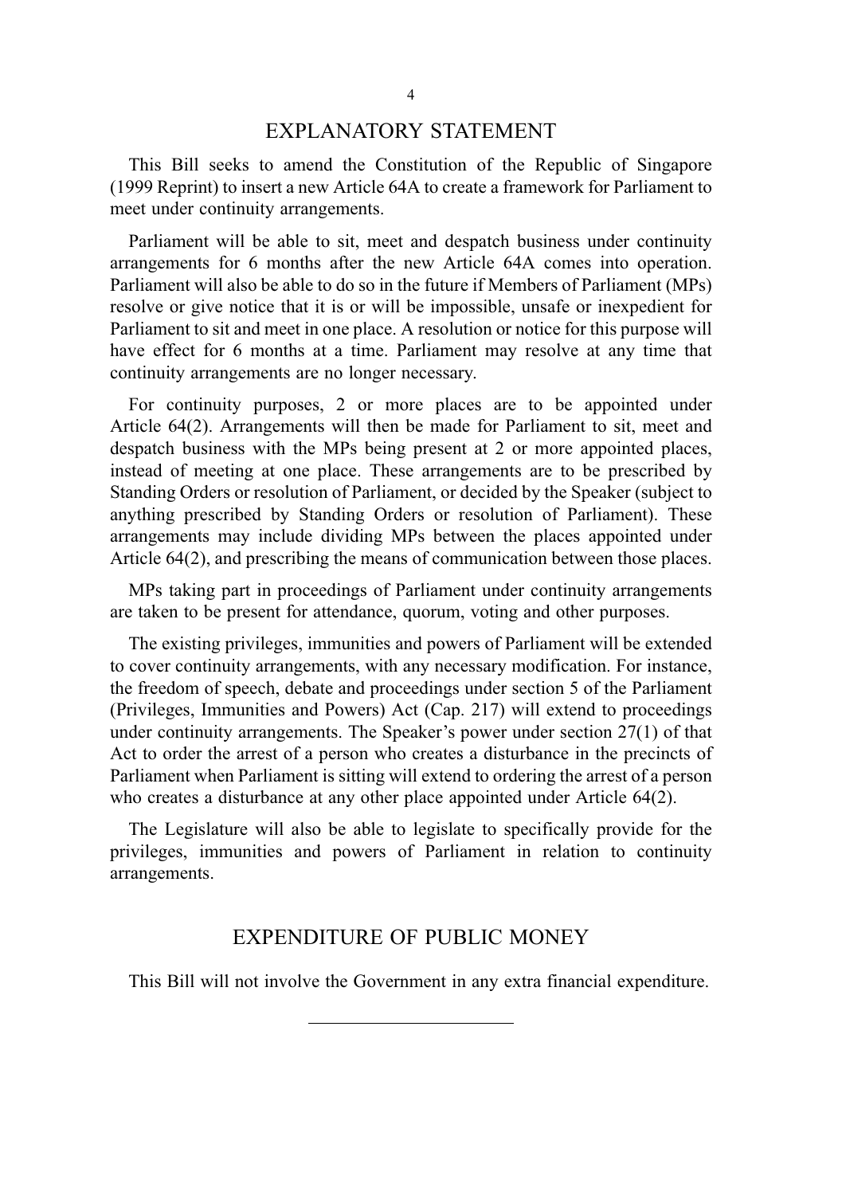## EXPLANATORY STATEMENT

This Bill seeks to amend the Constitution of the Republic of Singapore (1999 Reprint) to insert a new Article 64A to create a framework for Parliament to meet under continuity arrangements.

Parliament will be able to sit, meet and despatch business under continuity arrangements for 6 months after the new Article 64A comes into operation. Parliament will also be able to do so in the future if Members of Parliament (MPs) resolve or give notice that it is or will be impossible, unsafe or inexpedient for Parliament to sit and meet in one place. A resolution or notice for this purpose will have effect for 6 months at a time. Parliament may resolve at any time that continuity arrangements are no longer necessary.

For continuity purposes, 2 or more places are to be appointed under Article 64(2). Arrangements will then be made for Parliament to sit, meet and despatch business with the MPs being present at 2 or more appointed places, instead of meeting at one place. These arrangements are to be prescribed by Standing Orders or resolution of Parliament, or decided by the Speaker (subject to anything prescribed by Standing Orders or resolution of Parliament). These arrangements may include dividing MPs between the places appointed under Article 64(2), and prescribing the means of communication between those places.

MPs taking part in proceedings of Parliament under continuity arrangements are taken to be present for attendance, quorum, voting and other purposes.

The existing privileges, immunities and powers of Parliament will be extended to cover continuity arrangements, with any necessary modification. For instance, the freedom of speech, debate and proceedings under section 5 of the Parliament (Privileges, Immunities and Powers) Act (Cap. 217) will extend to proceedings under continuity arrangements. The Speaker's power under section 27(1) of that Act to order the arrest of a person who creates a disturbance in the precincts of Parliament when Parliament is sitting will extend to ordering the arrest of a person who creates a disturbance at any other place appointed under Article 64(2).

The Legislature will also be able to legislate to specifically provide for the privileges, immunities and powers of Parliament in relation to continuity arrangements.

## EXPENDITURE OF PUBLIC MONEY

This Bill will not involve the Government in any extra financial expenditure.